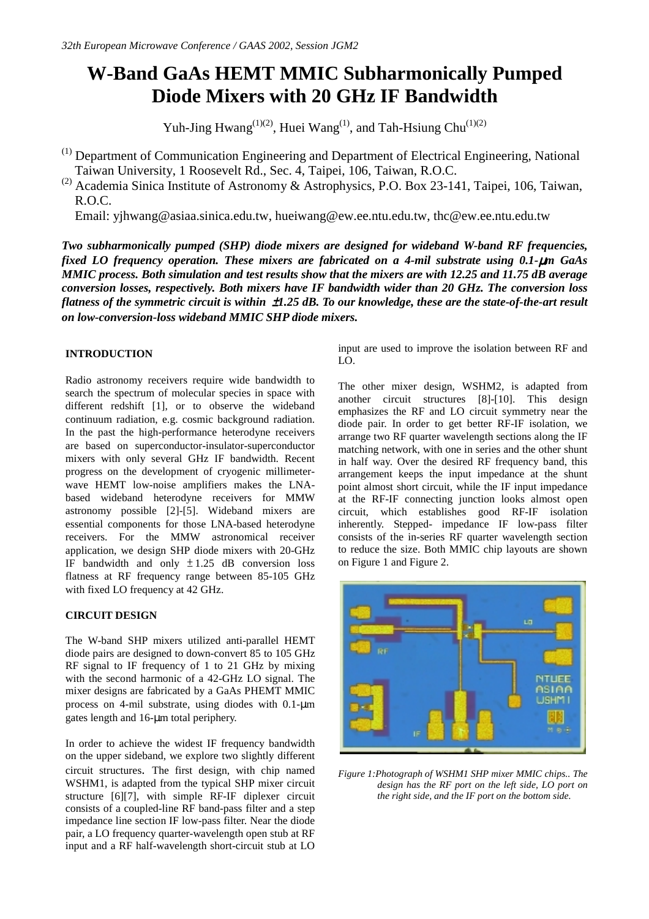*32th European Microwave Conference / GAAS 2002, Session JGM2*

# W-Band GaAs HEMT MMIC Subharmonically Pumped Diode Mixers with 20 GHz IF Bandwidth

Yuh-Jing Hwang[(1)(2)], Huei Wang[(1)], and Tah-Hsiung Chu[(1)(2)]

[(1)] Department of Communication Engineering and Department of Electrical Engineering, National Taiwan University, 1 Roosevelt Rd., Sec. 4, Taipei, 106, Taiwan, R.O.C.

[(2)] Academia Sinica Institute of Astronomy & Astrophysics, P.O. Box 23-141, Taipei, 106, Taiwan, R.O.C.

Email: yjhwang@asiaa.sinica.edu.tw, hueiwang@ew.ee.ntu.edu.tw, thc@ew.ee.ntu.edu.tw

***Two subharmonically pumped (SHP) diode mixers are designed for wideband W-band RF frequencies, fixed LO frequency operation. These mixers are fabricated on a 4-mil substrate using 0.1-μm GaAs MMIC process. Both simulation and test results show that the mixers are with 12.25 and 11.75 dB average conversion losses, respectively. Both mixers have IF bandwidth wider than 20 GHz. The conversion loss flatness of the symmetric circuit is within ±1.25 dB. To our knowledge, these are the state-of-the-art result on low-conversion-loss wideband MMIC SHP diode mixers.***

## INTRODUCTION

Radio astronomy receivers require wide bandwidth to search the spectrum of molecular species in space with different redshift [1], or to observe the wideband continuum radiation, e.g. cosmic background radiation. In the past the high-performance heterodyne receivers are based on superconductor-insulator-superconductor mixers with only several GHz IF bandwidth. Recent progress on the development of cryogenic millimeter-wave HEMT low-noise amplifiers makes the LNA-based wideband heterodyne receivers for MMW astronomy possible [2]-[5]. Wideband mixers are essential components for those LNA-based heterodyne receivers. For the MMW astronomical receiver application, we design SHP diode mixers with 20-GHz IF bandwidth and only ±1.25 dB conversion loss flatness at RF frequency range between 85-105 GHz with fixed LO frequency at 42 GHz.

## CIRCUIT DESIGN

The W-band SHP mixers utilized anti-parallel HEMT diode pairs are designed to down-convert 85 to 105 GHz RF signal to IF frequency of 1 to 21 GHz by mixing with the second harmonic of a 42-GHz LO signal. The mixer designs are fabricated by a GaAs PHEMT MMIC process on 4-mil substrate, using diodes with 0.1-μm gates length and 16-μm total periphery.

In order to achieve the widest IF frequency bandwidth on the upper sideband, we explore two slightly different circuit structures. The first design, with chip named WSHM1, is adapted from the typical SHP mixer circuit structure [6][7], with simple RF-IF diplexer circuit consists of a coupled-line RF band-pass filter and a step impedance line section IF low-pass filter. Near the diode pair, a LO frequency quarter-wavelength open stub at RF input and a RF half-wavelength short-circuit stub at LO input are used to improve the isolation between RF and LO.

The other mixer design, WSHM2, is adapted from another circuit structures [8]-[10]. This design emphasizes the RF and LO circuit symmetry near the diode pair. In order to get better RF-IF isolation, we arrange two RF quarter wavelength sections along the IF matching network, with one in series and the other shunt in half way. Over the desired RF frequency band, this arrangement keeps the input impedance at the shunt point almost short circuit, while the IF input impedance at the RF-IF connecting junction looks almost open circuit, which establishes good RF-IF isolation inherently. Stepped- impedance IF low-pass filter consists of the in-series RF quarter wavelength section to reduce the size. Both MMIC chip layouts are shown on Figure 1 and Figure 2.

*Figure 1:Photograph of WSHM1 SHP mixer MMIC chips.. The design has the RF port on the left side, LO port on the right side, and the IF port on the bottom side.*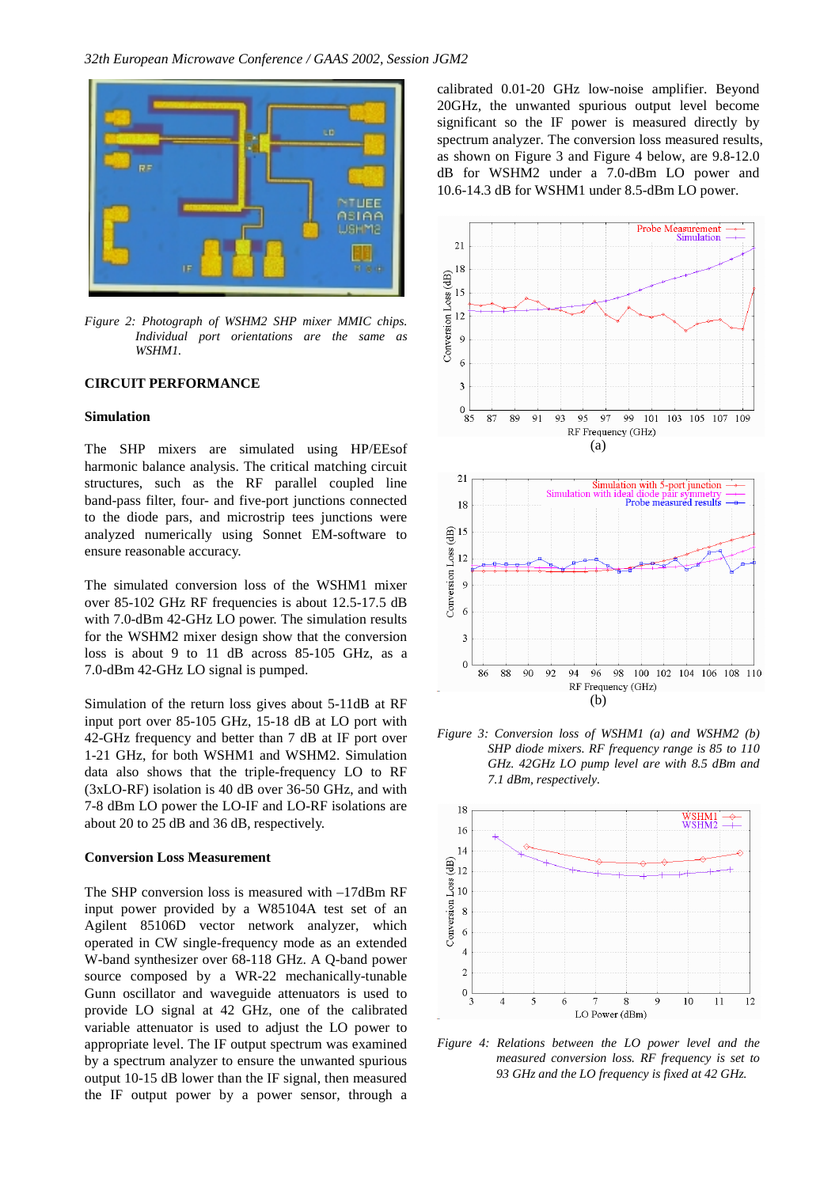Figure 2: Photograph of WSHM2 SHP mixer MMIC chips. Individual port orientations are the same as WSHM1.

## CIRCUIT PERFORMANCE

### Simulation

The SHP mixers are simulated using HP/EEsof harmonic balance analysis. The critical matching circuit structures, such as the RF parallel coupled line band-pass filter, four- and five-port junctions connected to the diode pars, and microstrip tees junctions were analyzed numerically using Sonnet EM-software to ensure reasonable accuracy.

The simulated conversion loss of the WSHM1 mixer over 85-102 GHz RF frequencies is about 12.5-17.5 dB with 7.0-dBm 42-GHz LO power. The simulation results for the WSHM2 mixer design show that the conversion loss is about 9 to 11 dB across 85-105 GHz, as a 7.0-dBm 42-GHz LO signal is pumped.

Simulation of the return loss gives about 5-11dB at RF input port over 85-105 GHz, 15-18 dB at LO port with 42-GHz frequency and better than 7 dB at IF port over 1-21 GHz, for both WSHM1 and WSHM2. Simulation data also shows that the triple-frequency LO to RF (3xLO-RF) isolation is 40 dB over 36-50 GHz, and with 7-8 dBm LO power the LO-IF and LO-RF isolations are about 20 to 25 dB and 36 dB, respectively.

### Conversion Loss Measurement

The SHP conversion loss is measured with –17dBm RF input power provided by a W85104A test set of an Agilent 85106D vector network analyzer, which operated in CW single-frequency mode as an extended W-band synthesizer over 68-118 GHz. A Q-band power source composed by a WR-22 mechanically-tunable Gunn oscillator and waveguide attenuators is used to provide LO signal at 42 GHz, one of the calibrated variable attenuator is used to adjust the LO power to appropriate level. The IF output spectrum was examined by a spectrum analyzer to ensure the unwanted spurious output 10-15 dB lower than the IF signal, then measured the IF output power by a power sensor, through a calibrated 0.01-20 GHz low-noise amplifier. Beyond 20GHz, the unwanted spurious output level become significant so the IF power is measured directly by spectrum analyzer. The conversion loss measured results, as shown on Figure 3 and Figure 4 below, are 9.8-12.0 dB for WSHM2 under a 7.0-dBm LO power and 10.6-14.3 dB for WSHM1 under 8.5-dBm LO power.

Figure 3: Conversion loss of WSHM1 (a) and WSHM2 (b) SHP diode mixers. RF frequency range is 85 to 110 GHz. 42GHz LO pump level are with 8.5 dBm and 7.1 dBm, respectively.

Figure 4: Relations between the LO power level and the measured conversion loss. RF frequency is set to 93 GHz and the LO frequency is fixed at 42 GHz.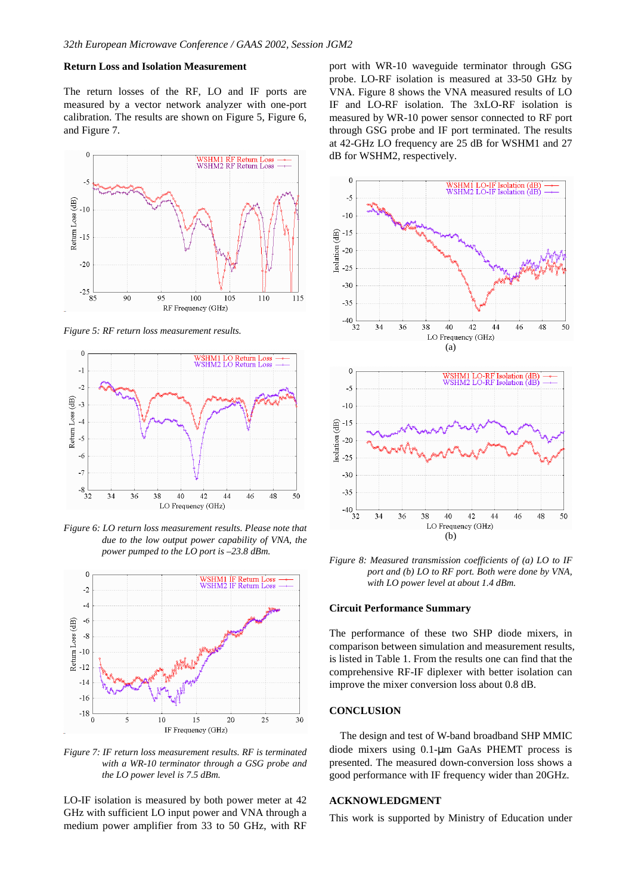## Return Loss and Isolation Measurement

The return losses of the RF, LO and IF ports are measured by a vector network analyzer with one-port calibration. The results are shown on Figure 5, Figure 6, and Figure 7.

*Figure 5: RF return loss measurement results.*

*Figure 6: LO return loss measurement results. Please note that due to the low output power capability of VNA, the power pumped to the LO port is –23.8 dBm.*

*Figure 7: IF return loss measurement results. RF is terminated with a WR-10 terminator through a GSG probe and the LO power level is 7.5 dBm.*

LO-IF isolation is measured by both power meter at 42 GHz with sufficient LO input power and VNA through a medium power amplifier from 33 to 50 GHz, with RF port with WR-10 waveguide terminator through GSG probe. LO-RF isolation is measured at 33-50 GHz by VNA. Figure 8 shows the VNA measured results of LO IF and LO-RF isolation. The 3xLO-RF isolation is measured by WR-10 power sensor connected to RF port through GSG probe and IF port terminated. The results at 42-GHz LO frequency are 25 dB for WSHM1 and 27 dB for WSHM2, respectively.

(a)

(b)

*Figure 8: Measured transmission coefficients of (a) LO to IF port and (b) LO to RF port. Both were done by VNA, with LO power level at about 1.4 dBm.*

## Circuit Performance Summary

The performance of these two SHP diode mixers, in comparison between simulation and measurement results, is listed in Table 1. From the results one can find that the comprehensive RF-IF diplexer with better isolation can improve the mixer conversion loss about 0.8 dB.

## CONCLUSION

The design and test of W-band broadband SHP MMIC diode mixers using 0.1-μm GaAs PHEMT process is presented. The measured down-conversion loss shows a good performance with IF frequency wider than 20GHz.

## ACKNOWLEDGMENT

This work is supported by Ministry of Education under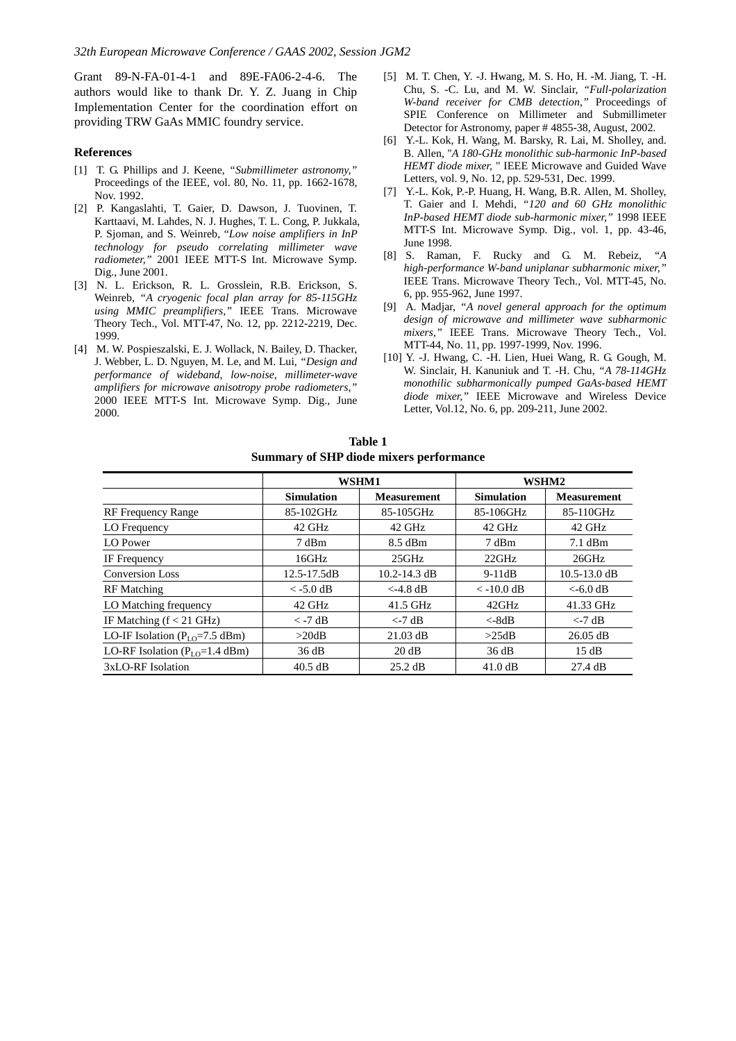Grant 89-N-FA-01-4-1 and 89E-FA06-2-4-6. The authors would like to thank Dr. Y. Z. Juang in Chip Implementation Center for the coordination effort on providing TRW GaAs MMIC foundry service.

### References

[1] T. G. Phillips and J. Keene, *"Submillimeter astronomy,"* Proceedings of the IEEE, vol. 80, No. 11, pp. 1662-1678, Nov. 1992.

[2] P. Kangaslahti, T. Gaier, D. Dawson, J. Tuovinen, T. Karttaavi, M. Lahdes, N. J. Hughes, T. L. Cong, P. Jukkala, P. Sjoman, and S. Weinreb, "*Low noise amplifiers in InP technology for pseudo correlating millimeter wave radiometer,"* 2001 IEEE MTT-S Int. Microwave Symp. Dig., June 2001.

[3] N. L. Erickson, R. L. Grosslein, R.B. Erickson, S. Weinreb, *"A cryogenic focal plan array for 85-115GHz using MMIC preamplifiers,"* IEEE Trans. Microwave Theory Tech., Vol. MTT-47, No. 12, pp. 2212-2219, Dec. 1999.

[4] M. W. Pospieszalski, E. J. Wollack, N. Bailey, D. Thacker, J. Webber, L. D. Nguyen, M. Le, and M. Lui, *"Design and performance of wideband, low-noise, millimeter-wave amplifiers for microwave anisotropy probe radiometers,"* 2000 IEEE MTT-S Int. Microwave Symp. Dig., June 2000.

[5] M. T. Chen, Y. -J. Hwang, M. S. Ho, H. -M. Jiang, T. -H. Chu, S. -C. Lu, and M. W. Sinclair, *"Full-polarization W-band receiver for CMB detection,"* Proceedings of SPIE Conference on Millimeter and Submillimeter Detector for Astronomy, paper # 4855-38, August, 2002.

[6] Y.-L. Kok, H. Wang, M. Barsky, R. Lai, M. Sholley, and. B. Allen, "*A 180-GHz monolithic sub-harmonic InP-based HEMT diode mixer,* " IEEE Microwave and Guided Wave Letters, vol. 9, No. 12, pp. 529-531, Dec. 1999.

[7] Y.-L. Kok, P.-P. Huang, H. Wang, B.R. Allen, M. Sholley, T. Gaier and I. Mehdi, *"120 and 60 GHz monolithic InP-based HEMT diode sub-harmonic mixer,"* 1998 IEEE MTT-S Int. Microwave Symp. Dig., vol. 1, pp. 43-46, June 1998.

[8] S. Raman, F. Rucky and G. M. Rebeiz, *"A high-performance W-band uniplanar subharmonic mixer,"* IEEE Trans. Microwave Theory Tech., Vol. MTT-45, No. 6, pp. 955-962, June 1997.

[9] A. Madjar, *"A novel general approach for the optimum design of microwave and millimeter wave subharmonic mixers,"* IEEE Trans. Microwave Theory Tech., Vol. MTT-44, No. 11, pp. 1997-1999, Nov. 1996.

[10] Y. -J. Hwang, C. -H. Lien, Huei Wang, R. G. Gough, M. W. Sinclair, H. Kanuniuk and T. -H. Chu, *"A 78-114GHz monothilic subharmonically pumped GaAs-based HEMT diode mixer,"* IEEE Microwave and Wireless Device Letter, Vol.12, No. 6, pp. 209-211, June 2002.

**Table 1**
**Summary of SHP diode mixers performance**

| | WSHM1 | | WSHM2 | |
|---|---|---|---|---|
| | **Simulation** | **Measurement** | **Simulation** | **Measurement** |
| RF Frequency Range | 85-102GHz | 85-105GHz | 85-106GHz | 85-110GHz |
| LO Frequency | 42 GHz | 42 GHz | 42 GHz | 42 GHz |
| LO Power | 7 dBm | 8.5 dBm | 7 dBm | 7.1 dBm |
| IF Frequency | 16GHz | 25GHz | 22GHz | 26GHz |
| Conversion Loss | 12.5-17.5dB | 10.2-14.3 dB | 9-11dB | 10.5-13.0 dB |
| RF Matching | < -5.0 dB | <-4.8 dB | < -10.0 dB | <-6.0 dB |
| LO Matching frequency | 42 GHz | 41.5 GHz | 42GHz | 41.33 GHz |
| IF Matching (f < 21 GHz) | < -7 dB | <-7 dB | <-8dB | <-7 dB |
| LO-IF Isolation ($P_{LO}$=7.5 dBm) | >20dB | 21.03 dB | >25dB | 26.05 dB |
| LO-RF Isolation ($P_{LO}$=1.4 dBm) | 36 dB | 20 dB | 36 dB | 15 dB |
| 3xLO-RF Isolation | 40.5 dB | 25.2 dB | 41.0 dB | 27.4 dB |